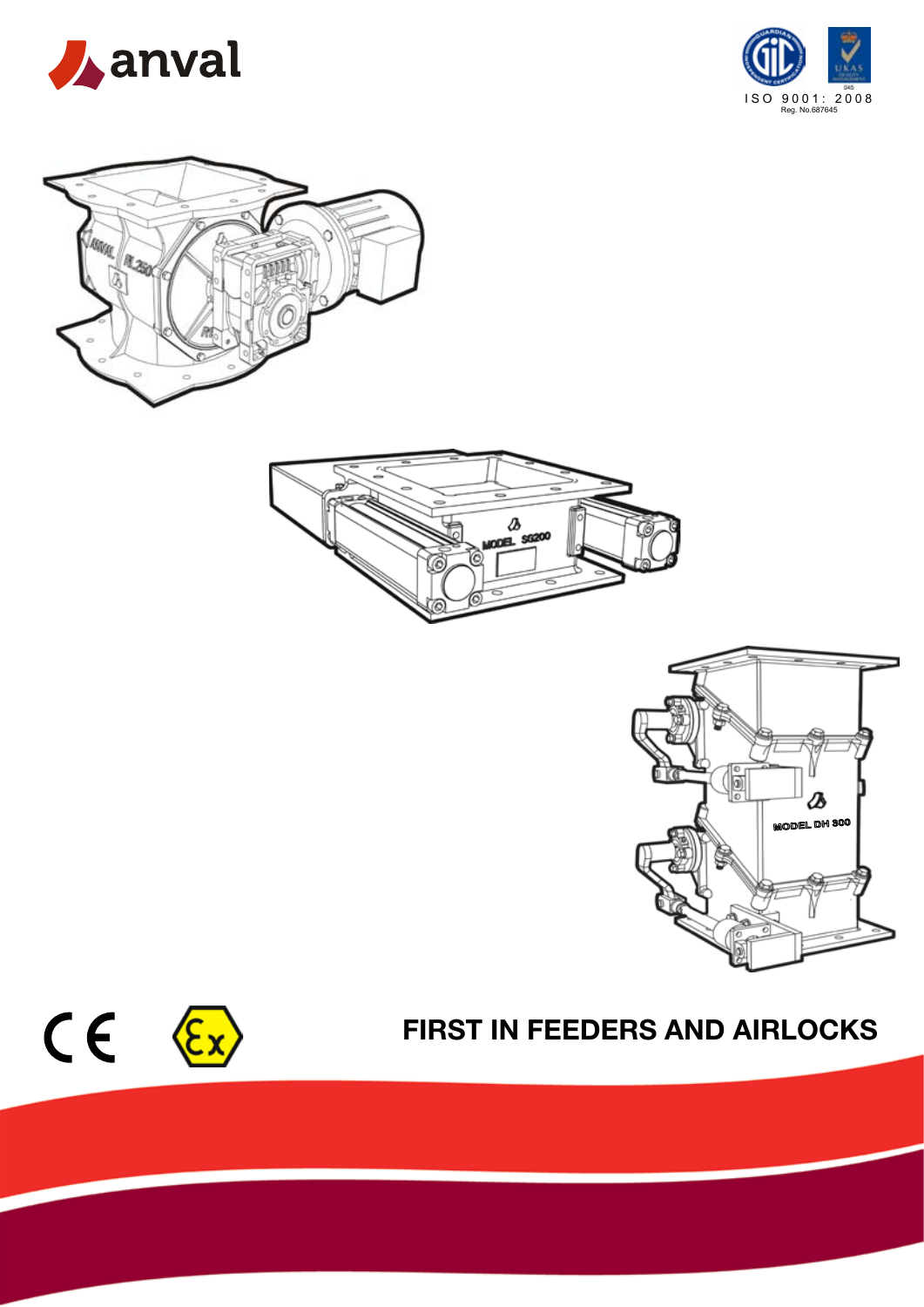anval

ISO 9001: 2008
Reg. No.687645

## FIRST IN FEEDERS AND AIRLOCKS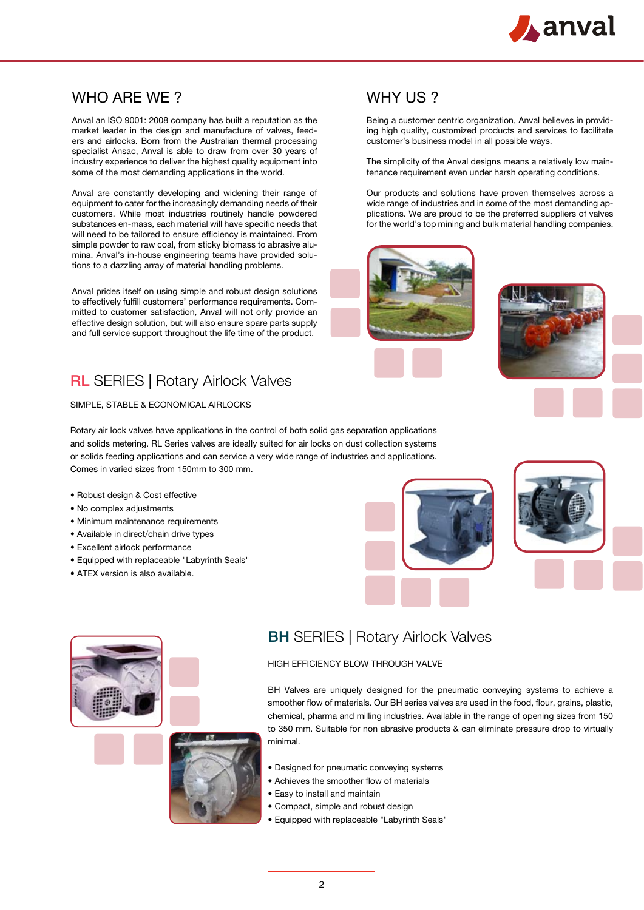## WHO ARE WE ?

Anval an ISO 9001: 2008 company has built a reputation as the market leader in the design and manufacture of valves, feeders and airlocks. Born from the Australian thermal processing specialist Ansac, Anval is able to draw from over 30 years of industry experience to deliver the highest quality equipment into some of the most demanding applications in the world.

Anval are constantly developing and widening their range of equipment to cater for the increasingly demanding needs of their customers. While most industries routinely handle powdered substances en-mass, each material will have specific needs that will need to be tailored to ensure efficiency is maintained. From simple powder to raw coal, from sticky biomass to abrasive alumina. Anval's in-house engineering teams have provided solutions to a dazzling array of material handling problems.

Anval prides itself on using simple and robust design solutions to effectively fulfill customers' performance requirements. Committed to customer satisfaction, Anval will not only provide an effective design solution, but will also ensure spare parts supply and full service support throughout the life time of the product.

## WHY US ?

Being a customer centric organization, Anval believes in providing high quality, customized products and services to facilitate customer's business model in all possible ways.

The simplicity of the Anval designs means a relatively low maintenance requirement even under harsh operating conditions.

Our products and solutions have proven themselves across a wide range of industries and in some of the most demanding applications. We are proud to be the preferred suppliers of valves for the world's top mining and bulk material handling companies.

## RL SERIES | Rotary Airlock Valves

SIMPLE, STABLE & ECONOMICAL AIRLOCKS

Rotary air lock valves have applications in the control of both solid gas separation applications and solids metering. RL Series valves are ideally suited for air locks on dust collection systems or solids feeding applications and can service a very wide range of industries and applications. Comes in varied sizes from 150mm to 300 mm.

- Robust design & Cost effective
- No complex adjustments
- Minimum maintenance requirements
- Available in direct/chain drive types
- Excellent airlock performance
- Equipped with replaceable "Labyrinth Seals"
- ATEX version is also available.

## BH SERIES | Rotary Airlock Valves

HIGH EFFICIENCY BLOW THROUGH VALVE

BH Valves are uniquely designed for the pneumatic conveying systems to achieve a smoother flow of materials. Our BH series valves are used in the food, flour, grains, plastic, chemical, pharma and milling industries. Available in the range of opening sizes from 150 to 350 mm. Suitable for non abrasive products & can eliminate pressure drop to virtually minimal.

- Designed for pneumatic conveying systems
- Achieves the smoother flow of materials
- Easy to install and maintain
- Compact, simple and robust design
- Equipped with replaceable "Labyrinth Seals"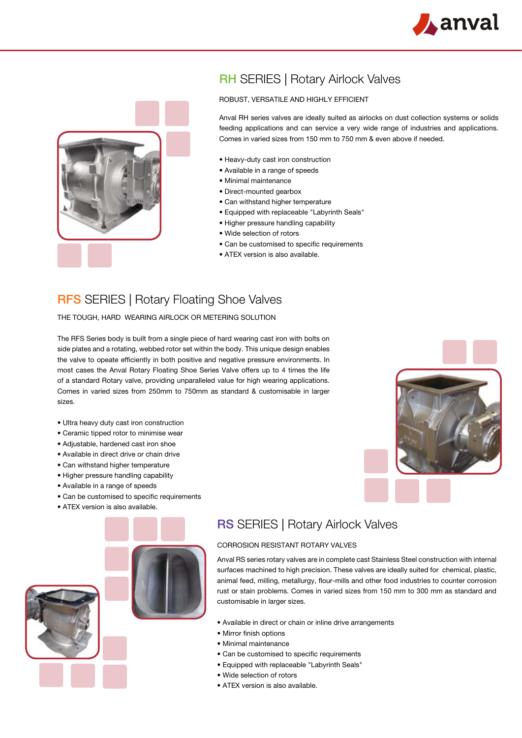## RH SERIES | Rotary Airlock Valves

ROBUST, VERSATILE AND HIGHLY EFFICIENT

Anval RH series valves are ideally suited as airlocks on dust collection systems or solids feeding applications and can service a very wide range of industries and applications. Comes in varied sizes from 150 mm to 750 mm & even above if needed.

- Heavy-duty cast iron construction
- Available in a range of speeds
- Minimal maintenance
- Direct-mounted gearbox
- Can withstand higher temperature
- Equipped with replaceable "Labyrinth Seals"
- Higher pressure handling capability
- Wide selection of rotors
- Can be customised to specific requirements
- ATEX version is also available.

## RFS SERIES | Rotary Floating Shoe Valves

THE TOUGH, HARD WEARING AIRLOCK OR METERING SOLUTION

The RFS Series body is built from a single piece of hard wearing cast iron with bolts on side plates and a rotating, webbed rotor set within the body. This unique design enables the valve to opeate efficiently in both positive and negative pressure environments. In most cases the Anval Rotary Floating Shoe Series Valve offers up to 4 times the life of a standard Rotary valve, providing unparalleled value for high wearing applications. Comes in varied sizes from 250mm to 750mm as standard & customisable in larger sizes.

- Ultra heavy duty cast iron construction
- Ceramic tipped rotor to minimise wear
- Adjustable, hardened cast iron shoe
- Available in direct drive or chain drive
- Can withstand higher temperature
- Higher pressure handling capability
- Available in a range of speeds
- Can be customised to specific requirements
- ATEX version is also available.

## RS SERIES | Rotary Airlock Valves

CORROSION RESISTANT ROTARY VALVES

Anval RS series rotary valves are in complete cast Stainless Steel construction with internal surfaces machined to high precision. These valves are ideally suited for chemical, plastic, animal feed, milling, metallurgy, flour-mills and other food industries to counter corrosion rust or stain problems. Comes in varied sizes from 150 mm to 300 mm as standard and customisable in larger sizes.

- Available in direct or chain or inline drive arrangements
- Mirror finish options
- Minimal maintenance
- Can be customised to specific requirements
- Equipped with replaceable "Labyrinth Seals"
- Wide selection of rotors
- ATEX version is also available.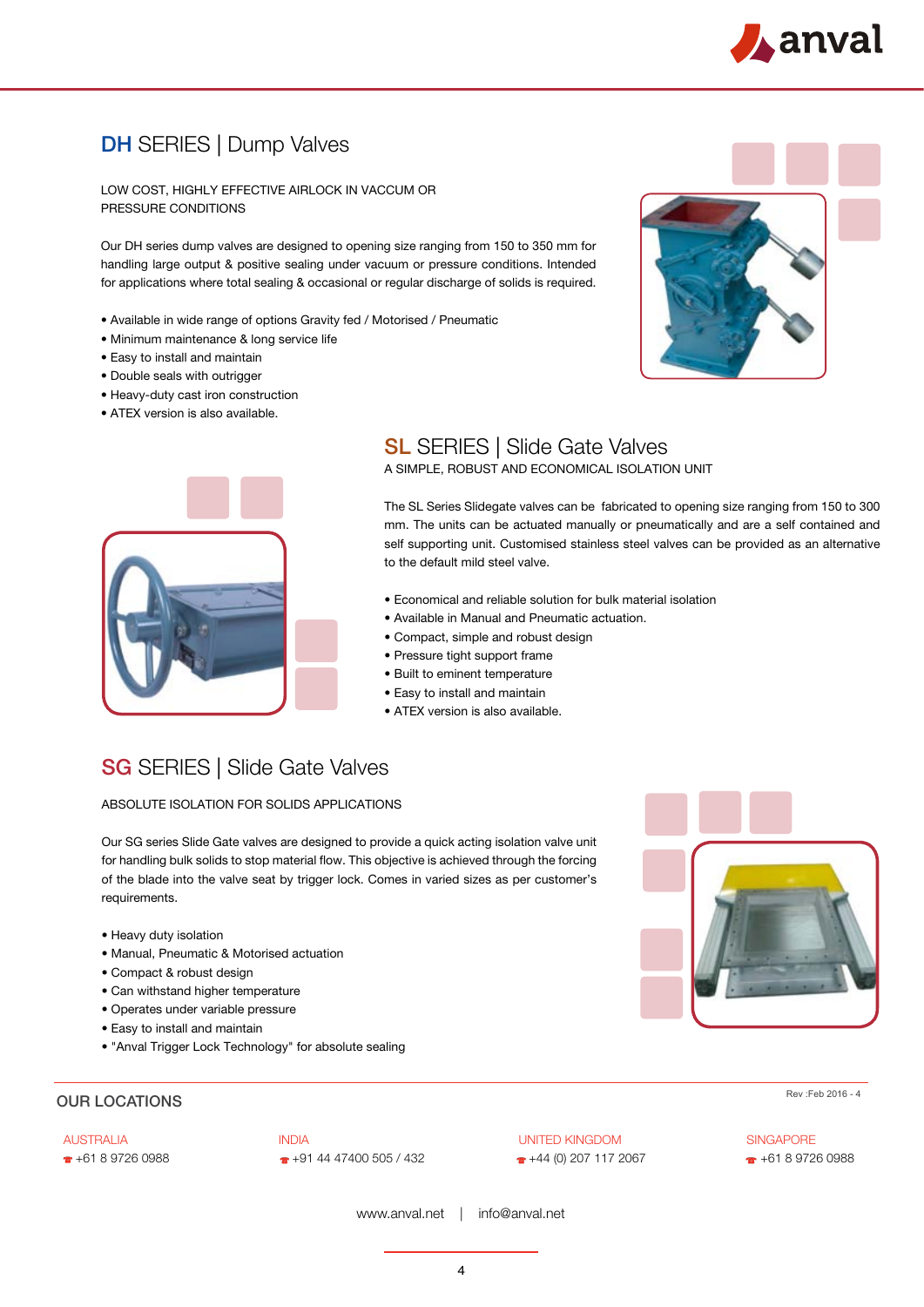## DH SERIES | Dump Valves

LOW COST, HIGHLY EFFECTIVE AIRLOCK IN VACCUM OR PRESSURE CONDITIONS

Our DH series dump valves are designed to opening size ranging from 150 to 350 mm for handling large output & positive sealing under vacuum or pressure conditions. Intended for applications where total sealing & occasional or regular discharge of solids is required.

- Available in wide range of options Gravity fed / Motorised / Pneumatic
- Minimum maintenance & long service life
- Easy to install and maintain
- Double seals with outrigger
- Heavy-duty cast iron construction
- ATEX version is also available.

## SL SERIES | Slide Gate Valves

A SIMPLE, ROBUST AND ECONOMICAL ISOLATION UNIT

The SL Series Slidegate valves can be fabricated to opening size ranging from 150 to 300 mm. The units can be actuated manually or pneumatically and are a self contained and self supporting unit. Customised stainless steel valves can be provided as an alternative to the default mild steel valve.

- Economical and reliable solution for bulk material isolation
- Available in Manual and Pneumatic actuation.
- Compact, simple and robust design
- Pressure tight support frame
- Built to eminent temperature
- Easy to install and maintain
- ATEX version is also available.

## SG SERIES | Slide Gate Valves

ABSOLUTE ISOLATION FOR SOLIDS APPLICATIONS

Our SG series Slide Gate valves are designed to provide a quick acting isolation valve unit for handling bulk solids to stop material flow. This objective is achieved through the forcing of the blade into the valve seat by trigger lock. Comes in varied sizes as per customer's requirements.

- Heavy duty isolation
- Manual, Pneumatic & Motorised actuation
- Compact & robust design
- Can withstand higher temperature
- Operates under variable pressure
- Easy to install and maintain
- "Anval Trigger Lock Technology" for absolute sealing

Rev :Feb 2016 - 4

## OUR LOCATIONS

AUSTRALIA
+61 8 9726 0988

INDIA
+91 44 47400 505 / 432

UNITED KINGDOM
+44 (0) 207 117 2067

SINGAPORE
+61 8 9726 0988

www.anval.net | info@anval.net